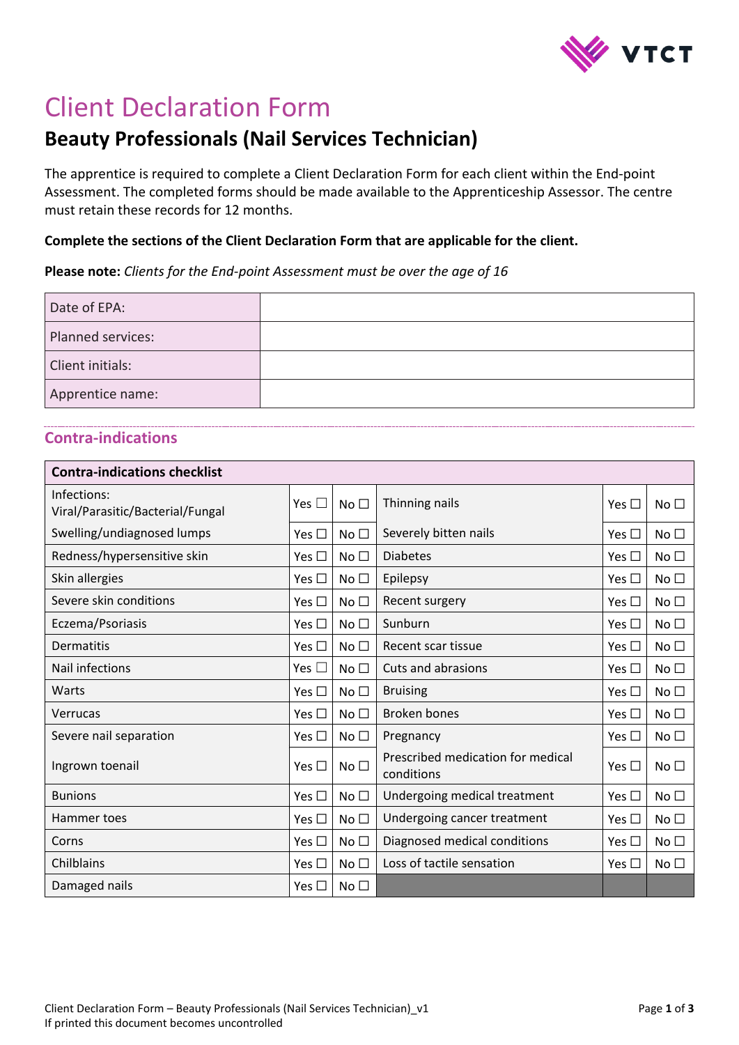# Client Declaration Form

## Beauty Professionals (Nail Services Technician)

The apprentice is required to complete a Client Declaration Form for each client within the End-point Assessment. The completed forms should be made available to the Apprenticeship Assessor. The centre must retain these records for 12 months.

**Complete the sections of the Client Declaration Form that are applicable for the client.**

**Please note:** *Clients for the End-point Assessment must be over the age of 16*

| | |
|---|---|
| Date of EPA: | |
| Planned services: | |
| Client initials: | |
| Apprentice name: | |

## Contra-indications

| Contra-indications checklist | | | | | |
|---|---|---|---|---|---|
| Infections: Viral/Parasitic/Bacterial/Fungal | Yes ☐ | No ☐ | Thinning nails | Yes ☐ | No ☐ |
| Swelling/undiagnosed lumps | Yes ☐ | No ☐ | Severely bitten nails | Yes ☐ | No ☐ |
| Redness/hypersensitive skin | Yes ☐ | No ☐ | Diabetes | Yes ☐ | No ☐ |
| Skin allergies | Yes ☐ | No ☐ | Epilepsy | Yes ☐ | No ☐ |
| Severe skin conditions | Yes ☐ | No ☐ | Recent surgery | Yes ☐ | No ☐ |
| Eczema/Psoriasis | Yes ☐ | No ☐ | Sunburn | Yes ☐ | No ☐ |
| Dermatitis | Yes ☐ | No ☐ | Recent scar tissue | Yes ☐ | No ☐ |
| Nail infections | Yes ☐ | No ☐ | Cuts and abrasions | Yes ☐ | No ☐ |
| Warts | Yes ☐ | No ☐ | Bruising | Yes ☐ | No ☐ |
| Verrucas | Yes ☐ | No ☐ | Broken bones | Yes ☐ | No ☐ |
| Severe nail separation | Yes ☐ | No ☐ | Pregnancy | Yes ☐ | No ☐ |
| Ingrown toenail | Yes ☐ | No ☐ | Prescribed medication for medical conditions | Yes ☐ | No ☐ |
| Bunions | Yes ☐ | No ☐ | Undergoing medical treatment | Yes ☐ | No ☐ |
| Hammer toes | Yes ☐ | No ☐ | Undergoing cancer treatment | Yes ☐ | No ☐ |
| Corns | Yes ☐ | No ☐ | Diagnosed medical conditions | Yes ☐ | No ☐ |
| Chilblains | Yes ☐ | No ☐ | Loss of tactile sensation | Yes ☐ | No ☐ |
| Damaged nails | Yes ☐ | No ☐ | | | |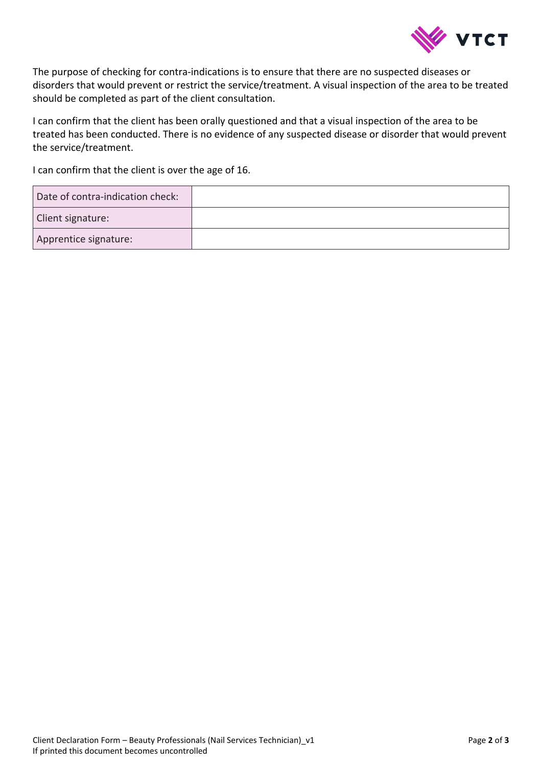The purpose of checking for contra-indications is to ensure that there are no suspected diseases or disorders that would prevent or restrict the service/treatment. A visual inspection of the area to be treated should be completed as part of the client consultation.

I can confirm that the client has been orally questioned and that a visual inspection of the area to be treated has been conducted. There is no evidence of any suspected disease or disorder that would prevent the service/treatment.

I can confirm that the client is over the age of 16.

| | |
|---|---|
| Date of contra-indication check: | |
| Client signature: | |
| Apprentice signature: | |